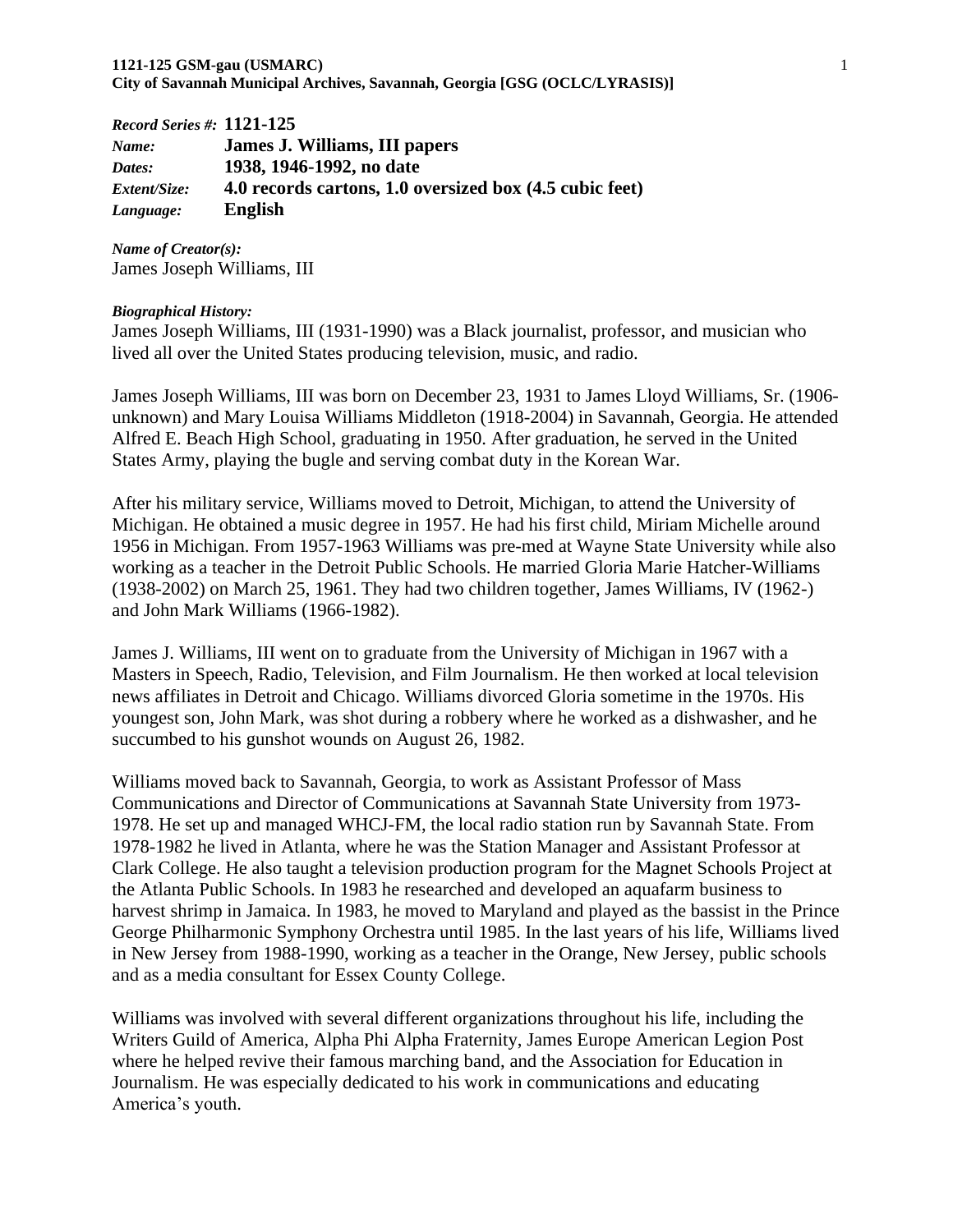*Record Series #:* **1121-125**
*Name:* **James J. Williams, III papers**
*Dates:* **1938, 1946-1992, no date**
*Extent/Size:* **4.0 records cartons, 1.0 oversized box (4.5 cubic feet)**
*Language:* **English**

***Name of Creator(s):***
James Joseph Williams, III

***Biographical History:***
James Joseph Williams, III (1931-1990) was a Black journalist, professor, and musician who lived all over the United States producing television, music, and radio.

James Joseph Williams, III was born on December 23, 1931 to James Lloyd Williams, Sr. (1906-unknown) and Mary Louisa Williams Middleton (1918-2004) in Savannah, Georgia. He attended Alfred E. Beach High School, graduating in 1950. After graduation, he served in the United States Army, playing the bugle and serving combat duty in the Korean War.

After his military service, Williams moved to Detroit, Michigan, to attend the University of Michigan. He obtained a music degree in 1957. He had his first child, Miriam Michelle around 1956 in Michigan. From 1957-1963 Williams was pre-med at Wayne State University while also working as a teacher in the Detroit Public Schools. He married Gloria Marie Hatcher-Williams (1938-2002) on March 25, 1961. They had two children together, James Williams, IV (1962-) and John Mark Williams (1966-1982).

James J. Williams, III went on to graduate from the University of Michigan in 1967 with a Masters in Speech, Radio, Television, and Film Journalism. He then worked at local television news affiliates in Detroit and Chicago. Williams divorced Gloria sometime in the 1970s. His youngest son, John Mark, was shot during a robbery where he worked as a dishwasher, and he succumbed to his gunshot wounds on August 26, 1982.

Williams moved back to Savannah, Georgia, to work as Assistant Professor of Mass Communications and Director of Communications at Savannah State University from 1973-1978. He set up and managed WHCJ-FM, the local radio station run by Savannah State. From 1978-1982 he lived in Atlanta, where he was the Station Manager and Assistant Professor at Clark College. He also taught a television production program for the Magnet Schools Project at the Atlanta Public Schools. In 1983 he researched and developed an aquafarm business to harvest shrimp in Jamaica. In 1983, he moved to Maryland and played as the bassist in the Prince George Philharmonic Symphony Orchestra until 1985. In the last years of his life, Williams lived in New Jersey from 1988-1990, working as a teacher in the Orange, New Jersey, public schools and as a media consultant for Essex County College.

Williams was involved with several different organizations throughout his life, including the Writers Guild of America, Alpha Phi Alpha Fraternity, James Europe American Legion Post where he helped revive their famous marching band, and the Association for Education in Journalism. He was especially dedicated to his work in communications and educating America's youth.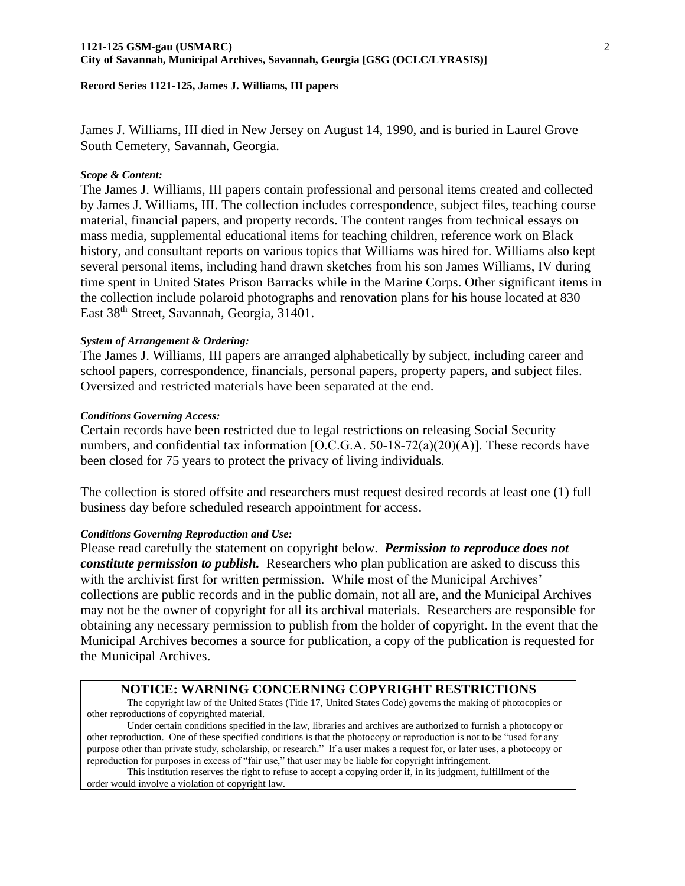James J. Williams, III died in New Jersey on August 14, 1990, and is buried in Laurel Grove South Cemetery, Savannah, Georgia.

***Scope & Content:***

The James J. Williams, III papers contain professional and personal items created and collected by James J. Williams, III. The collection includes correspondence, subject files, teaching course material, financial papers, and property records. The content ranges from technical essays on mass media, supplemental educational items for teaching children, reference work on Black history, and consultant reports on various topics that Williams was hired for. Williams also kept several personal items, including hand drawn sketches from his son James Williams, IV during time spent in United States Prison Barracks while in the Marine Corps. Other significant items in the collection include polaroid photographs and renovation plans for his house located at 830 East 38th Street, Savannah, Georgia, 31401.

***System of Arrangement & Ordering:***

The James J. Williams, III papers are arranged alphabetically by subject, including career and school papers, correspondence, financials, personal papers, property papers, and subject files. Oversized and restricted materials have been separated at the end.

***Conditions Governing Access:***

Certain records have been restricted due to legal restrictions on releasing Social Security numbers, and confidential tax information [O.C.G.A. 50-18-72(a)(20)(A)]. These records have been closed for 75 years to protect the privacy of living individuals.

The collection is stored offsite and researchers must request desired records at least one (1) full business day before scheduled research appointment for access.

***Conditions Governing Reproduction and Use:***

Please read carefully the statement on copyright below. ***Permission to reproduce does not constitute permission to publish.*** Researchers who plan publication are asked to discuss this with the archivist first for written permission. While most of the Municipal Archives' collections are public records and in the public domain, not all are, and the Municipal Archives may not be the owner of copyright for all its archival materials. Researchers are responsible for obtaining any necessary permission to publish from the holder of copyright. In the event that the Municipal Archives becomes a source for publication, a copy of the publication is requested for the Municipal Archives.

**NOTICE: WARNING CONCERNING COPYRIGHT RESTRICTIONS**

The copyright law of the United States (Title 17, United States Code) governs the making of photocopies or other reproductions of copyrighted material.

Under certain conditions specified in the law, libraries and archives are authorized to furnish a photocopy or other reproduction. One of these specified conditions is that the photocopy or reproduction is not to be "used for any purpose other than private study, scholarship, or research." If a user makes a request for, or later uses, a photocopy or reproduction for purposes in excess of "fair use," that user may be liable for copyright infringement.

This institution reserves the right to refuse to accept a copying order if, in its judgment, fulfillment of the order would involve a violation of copyright law.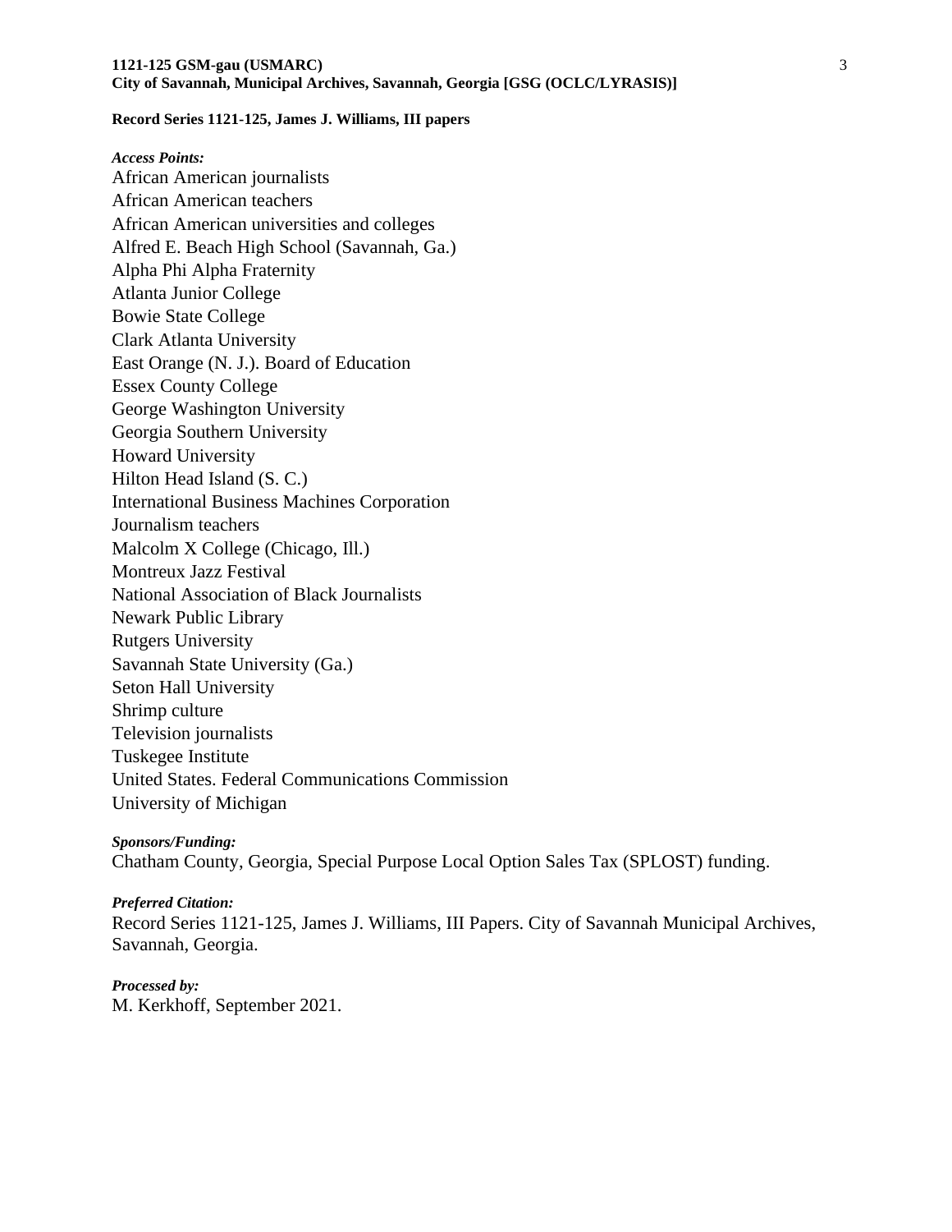**Record Series 1121-125, James J. Williams, III papers**

***Access Points:***

African American journalists
African American teachers
African American universities and colleges
Alfred E. Beach High School (Savannah, Ga.)
Alpha Phi Alpha Fraternity
Atlanta Junior College
Bowie State College
Clark Atlanta University
East Orange (N. J.). Board of Education
Essex County College
George Washington University
Georgia Southern University
Howard University
Hilton Head Island (S. C.)
International Business Machines Corporation
Journalism teachers
Malcolm X College (Chicago, Ill.)
Montreux Jazz Festival
National Association of Black Journalists
Newark Public Library
Rutgers University
Savannah State University (Ga.)
Seton Hall University
Shrimp culture
Television journalists
Tuskegee Institute
United States. Federal Communications Commission
University of Michigan

***Sponsors/Funding:***

Chatham County, Georgia, Special Purpose Local Option Sales Tax (SPLOST) funding.

***Preferred Citation:***

Record Series 1121-125, James J. Williams, III Papers. City of Savannah Municipal Archives, Savannah, Georgia.

***Processed by:***

M. Kerkhoff, September 2021.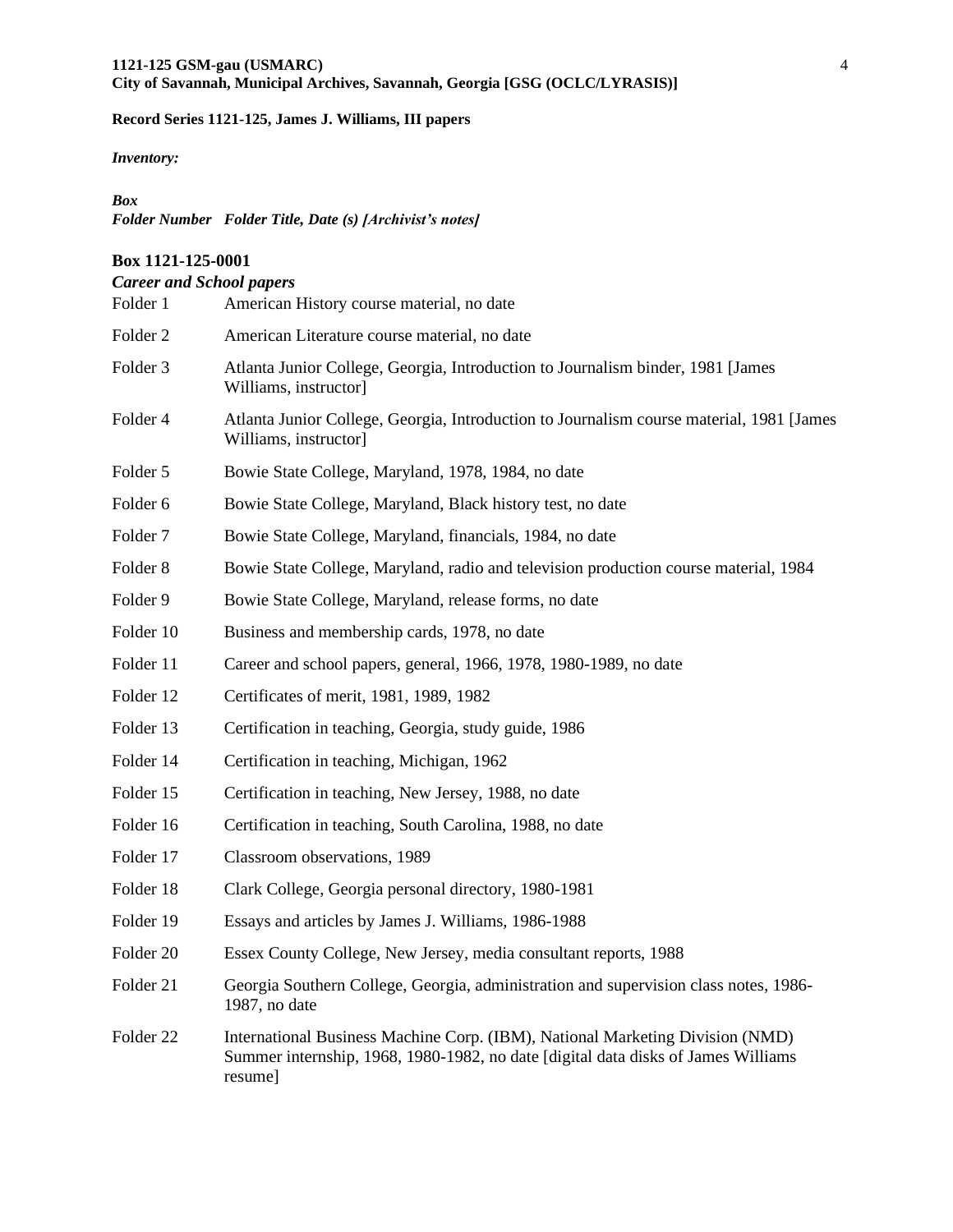**1121-125 GSM-gau (USMARC)**
**City of Savannah, Municipal Archives, Savannah, Georgia [GSG (OCLC/LYRASIS)]**

**Record Series 1121-125, James J. Williams, III papers**

***Inventory:***

***Box***
***Folder Number Folder Title, Date (s) [Archivist's notes]***

**Box 1121-125-0001**

***Career and School papers***

| | |
|---|---|
| Folder 1 | American History course material, no date |
| Folder 2 | American Literature course material, no date |
| Folder 3 | Atlanta Junior College, Georgia, Introduction to Journalism binder, 1981 [James Williams, instructor] |
| Folder 4 | Atlanta Junior College, Georgia, Introduction to Journalism course material, 1981 [James Williams, instructor] |
| Folder 5 | Bowie State College, Maryland, 1978, 1984, no date |
| Folder 6 | Bowie State College, Maryland, Black history test, no date |
| Folder 7 | Bowie State College, Maryland, financials, 1984, no date |
| Folder 8 | Bowie State College, Maryland, radio and television production course material, 1984 |
| Folder 9 | Bowie State College, Maryland, release forms, no date |
| Folder 10 | Business and membership cards, 1978, no date |
| Folder 11 | Career and school papers, general, 1966, 1978, 1980-1989, no date |
| Folder 12 | Certificates of merit, 1981, 1989, 1982 |
| Folder 13 | Certification in teaching, Georgia, study guide, 1986 |
| Folder 14 | Certification in teaching, Michigan, 1962 |
| Folder 15 | Certification in teaching, New Jersey, 1988, no date |
| Folder 16 | Certification in teaching, South Carolina, 1988, no date |
| Folder 17 | Classroom observations, 1989 |
| Folder 18 | Clark College, Georgia personal directory, 1980-1981 |
| Folder 19 | Essays and articles by James J. Williams, 1986-1988 |
| Folder 20 | Essex County College, New Jersey, media consultant reports, 1988 |
| Folder 21 | Georgia Southern College, Georgia, administration and supervision class notes, 1986-1987, no date |
| Folder 22 | International Business Machine Corp. (IBM), National Marketing Division (NMD) Summer internship, 1968, 1980-1982, no date [digital data disks of James Williams resume] |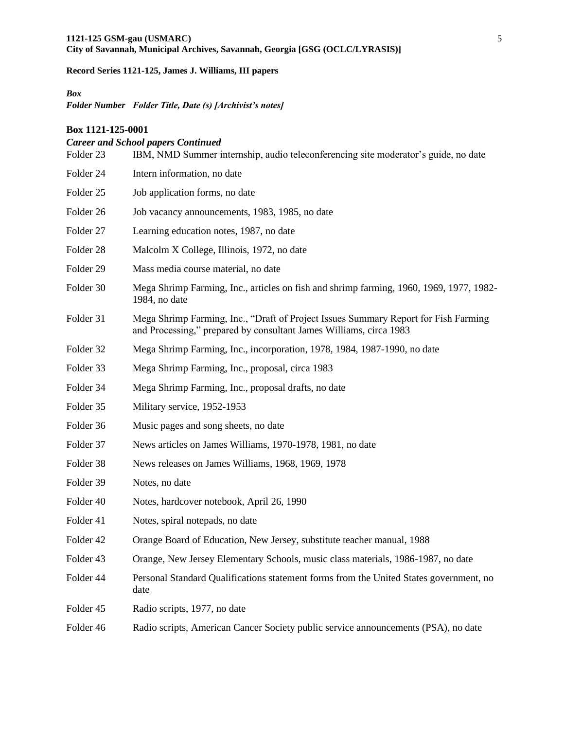**Record Series 1121-125, James J. Williams, III papers**

***Box***
***Folder Number   Folder Title, Date (s) [Archivist's notes]***

**Box 1121-125-0001**

***Career and School papers Continued***

| | |
|---|---|
| Folder 23 | IBM, NMD Summer internship, audio teleconferencing site moderator's guide, no date |
| Folder 24 | Intern information, no date |
| Folder 25 | Job application forms, no date |
| Folder 26 | Job vacancy announcements, 1983, 1985, no date |
| Folder 27 | Learning education notes, 1987, no date |
| Folder 28 | Malcolm X College, Illinois, 1972, no date |
| Folder 29 | Mass media course material, no date |
| Folder 30 | Mega Shrimp Farming, Inc., articles on fish and shrimp farming, 1960, 1969, 1977, 1982-1984, no date |
| Folder 31 | Mega Shrimp Farming, Inc., "Draft of Project Issues Summary Report for Fish Farming and Processing," prepared by consultant James Williams, circa 1983 |
| Folder 32 | Mega Shrimp Farming, Inc., incorporation, 1978, 1984, 1987-1990, no date |
| Folder 33 | Mega Shrimp Farming, Inc., proposal, circa 1983 |
| Folder 34 | Mega Shrimp Farming, Inc., proposal drafts, no date |
| Folder 35 | Military service, 1952-1953 |
| Folder 36 | Music pages and song sheets, no date |
| Folder 37 | News articles on James Williams, 1970-1978, 1981, no date |
| Folder 38 | News releases on James Williams, 1968, 1969, 1978 |
| Folder 39 | Notes, no date |
| Folder 40 | Notes, hardcover notebook, April 26, 1990 |
| Folder 41 | Notes, spiral notepads, no date |
| Folder 42 | Orange Board of Education, New Jersey, substitute teacher manual, 1988 |
| Folder 43 | Orange, New Jersey Elementary Schools, music class materials, 1986-1987, no date |
| Folder 44 | Personal Standard Qualifications statement forms from the United States government, no date |
| Folder 45 | Radio scripts, 1977, no date |
| Folder 46 | Radio scripts, American Cancer Society public service announcements (PSA), no date |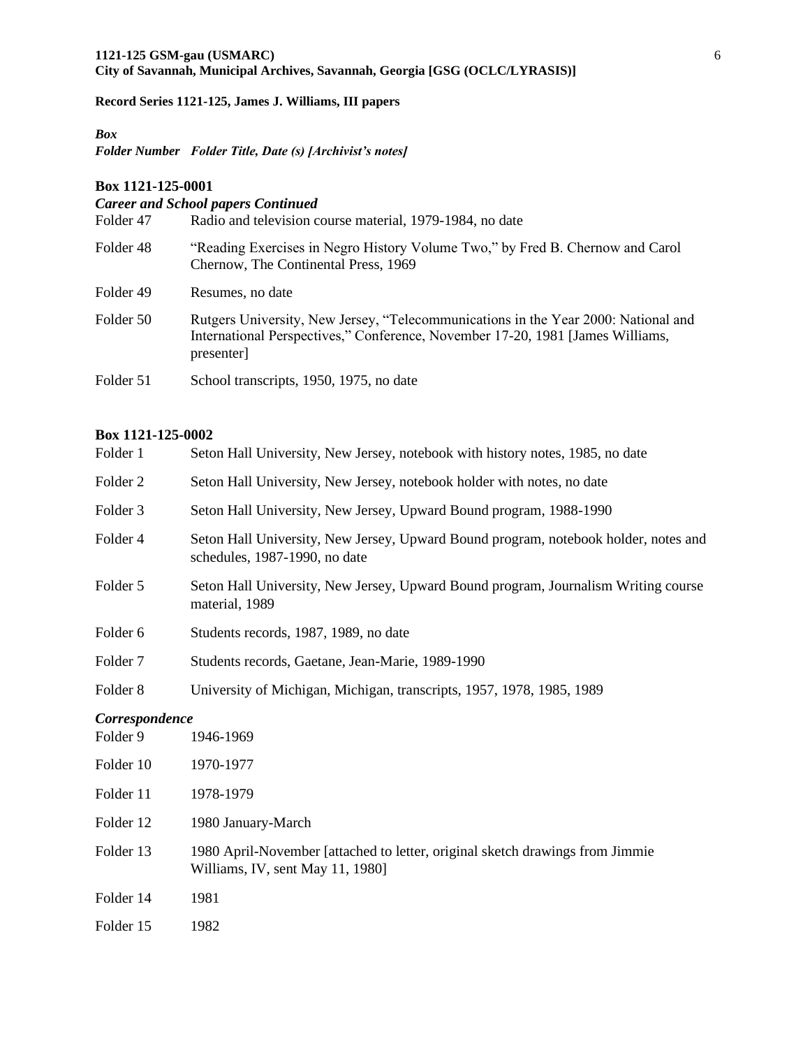**Record Series 1121-125, James J. Williams, III papers**

***Box***
***Folder Number   Folder Title, Date (s) [Archivist's notes]***

**Box 1121-125-0001**

***Career and School papers Continued***

| | |
|---|---|
| Folder 47 | Radio and television course material, 1979-1984, no date |
| Folder 48 | "Reading Exercises in Negro History Volume Two," by Fred B. Chernow and Carol Chernow, The Continental Press, 1969 |
| Folder 49 | Resumes, no date |
| Folder 50 | Rutgers University, New Jersey, "Telecommunications in the Year 2000: National and International Perspectives," Conference, November 17-20, 1981 [James Williams, presenter] |
| Folder 51 | School transcripts, 1950, 1975, no date |

**Box 1121-125-0002**

| | |
|---|---|
| Folder 1 | Seton Hall University, New Jersey, notebook with history notes, 1985, no date |
| Folder 2 | Seton Hall University, New Jersey, notebook holder with notes, no date |
| Folder 3 | Seton Hall University, New Jersey, Upward Bound program, 1988-1990 |
| Folder 4 | Seton Hall University, New Jersey, Upward Bound program, notebook holder, notes and schedules, 1987-1990, no date |
| Folder 5 | Seton Hall University, New Jersey, Upward Bound program, Journalism Writing course material, 1989 |
| Folder 6 | Students records, 1987, 1989, no date |
| Folder 7 | Students records, Gaetane, Jean-Marie, 1989-1990 |
| Folder 8 | University of Michigan, Michigan, transcripts, 1957, 1978, 1985, 1989 |

***Correspondence***

| | |
|---|---|
| Folder 9 | 1946-1969 |
| Folder 10 | 1970-1977 |
| Folder 11 | 1978-1979 |
| Folder 12 | 1980 January-March |
| Folder 13 | 1980 April-November [attached to letter, original sketch drawings from Jimmie Williams, IV, sent May 11, 1980] |
| Folder 14 | 1981 |
| Folder 15 | 1982 |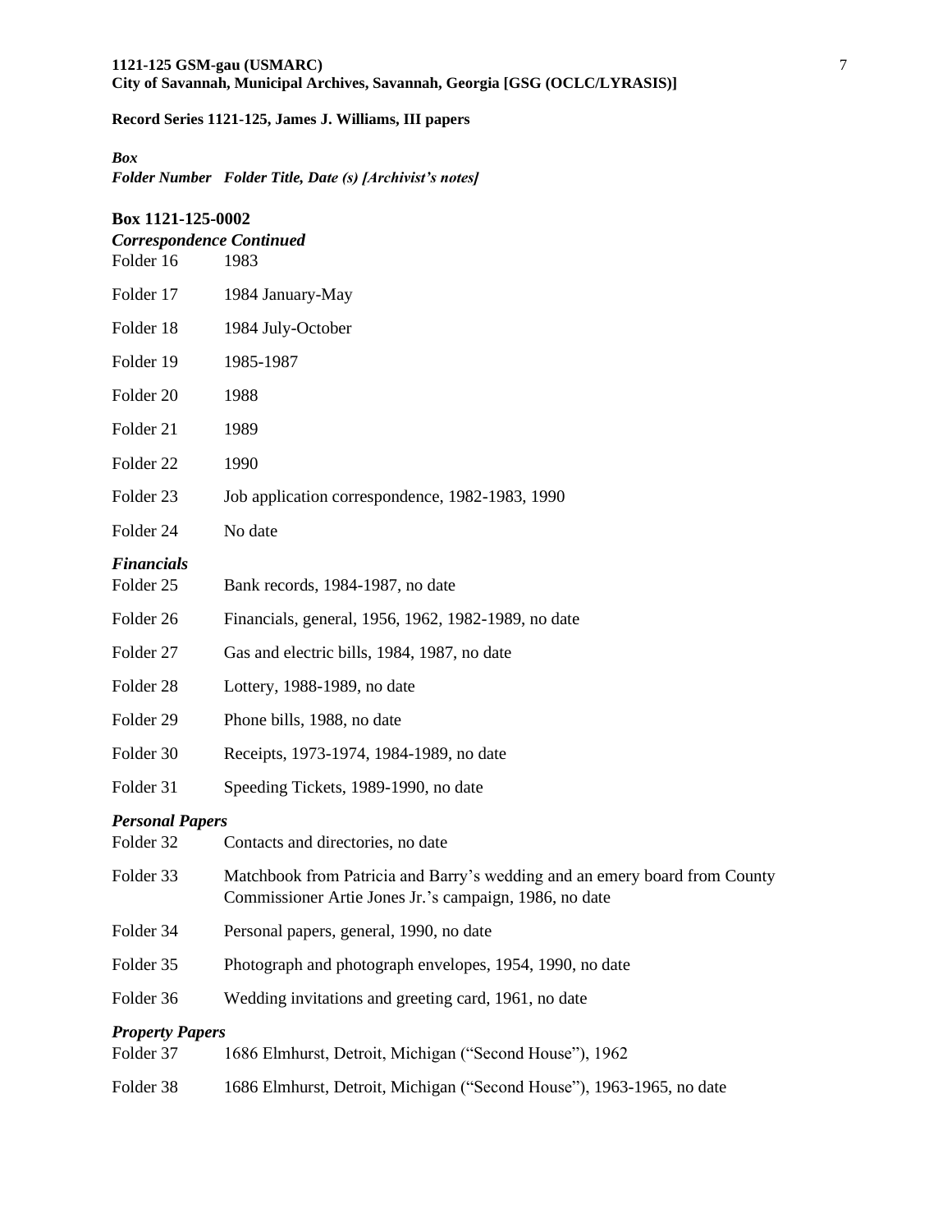**Record Series 1121-125, James J. Williams, III papers**

***Box***

***Folder Number   Folder Title, Date (s) [Archivist's notes]***

**Box 1121-125-0002**

***Correspondence Continued***

Folder 16   1983

Folder 17   1984 January-May

Folder 18   1984 July-October

Folder 19   1985-1987

Folder 20   1988

Folder 21   1989

Folder 22   1990

Folder 23   Job application correspondence, 1982-1983, 1990

Folder 24   No date

***Financials***

Folder 25   Bank records, 1984-1987, no date

Folder 26   Financials, general, 1956, 1962, 1982-1989, no date

Folder 27   Gas and electric bills, 1984, 1987, no date

Folder 28   Lottery, 1988-1989, no date

Folder 29   Phone bills, 1988, no date

Folder 30   Receipts, 1973-1974, 1984-1989, no date

Folder 31   Speeding Tickets, 1989-1990, no date

***Personal Papers***

Folder 32   Contacts and directories, no date

Folder 33   Matchbook from Patricia and Barry's wedding and an emery board from County Commissioner Artie Jones Jr.'s campaign, 1986, no date

Folder 34   Personal papers, general, 1990, no date

Folder 35   Photograph and photograph envelopes, 1954, 1990, no date

Folder 36   Wedding invitations and greeting card, 1961, no date

***Property Papers***

Folder 37   1686 Elmhurst, Detroit, Michigan ("Second House"), 1962

Folder 38   1686 Elmhurst, Detroit, Michigan ("Second House"), 1963-1965, no date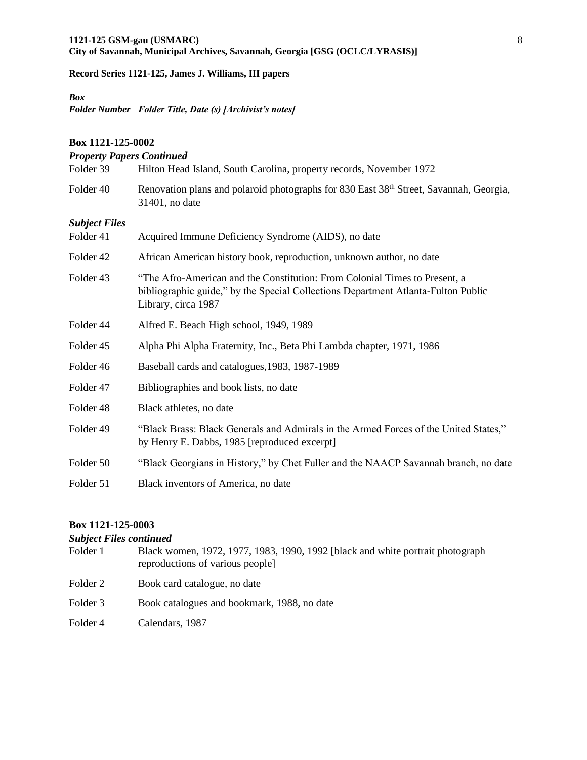**Record Series 1121-125, James J. Williams, III papers**

***Box***
***Folder Number Folder Title, Date (s) [Archivist's notes]***

**Box 1121-125-0002**

***Property Papers Continued***

| | |
|---|---|
| Folder 39 | Hilton Head Island, South Carolina, property records, November 1972 |
| Folder 40 | Renovation plans and polaroid photographs for 830 East 38th Street, Savannah, Georgia, 31401, no date |

***Subject Files***

| | |
|---|---|
| Folder 41 | Acquired Immune Deficiency Syndrome (AIDS), no date |
| Folder 42 | African American history book, reproduction, unknown author, no date |
| Folder 43 | "The Afro-American and the Constitution: From Colonial Times to Present, a bibliographic guide," by the Special Collections Department Atlanta-Fulton Public Library, circa 1987 |
| Folder 44 | Alfred E. Beach High school, 1949, 1989 |
| Folder 45 | Alpha Phi Alpha Fraternity, Inc., Beta Phi Lambda chapter, 1971, 1986 |
| Folder 46 | Baseball cards and catalogues,1983, 1987-1989 |
| Folder 47 | Bibliographies and book lists, no date |
| Folder 48 | Black athletes, no date |
| Folder 49 | "Black Brass: Black Generals and Admirals in the Armed Forces of the United States," by Henry E. Dabbs, 1985 [reproduced excerpt] |
| Folder 50 | "Black Georgians in History," by Chet Fuller and the NAACP Savannah branch, no date |
| Folder 51 | Black inventors of America, no date |

**Box 1121-125-0003**

***Subject Files continued***

| | |
|---|---|
| Folder 1 | Black women, 1972, 1977, 1983, 1990, 1992 [black and white portrait photograph reproductions of various people] |
| Folder 2 | Book card catalogue, no date |
| Folder 3 | Book catalogues and bookmark, 1988, no date |
| Folder 4 | Calendars, 1987 |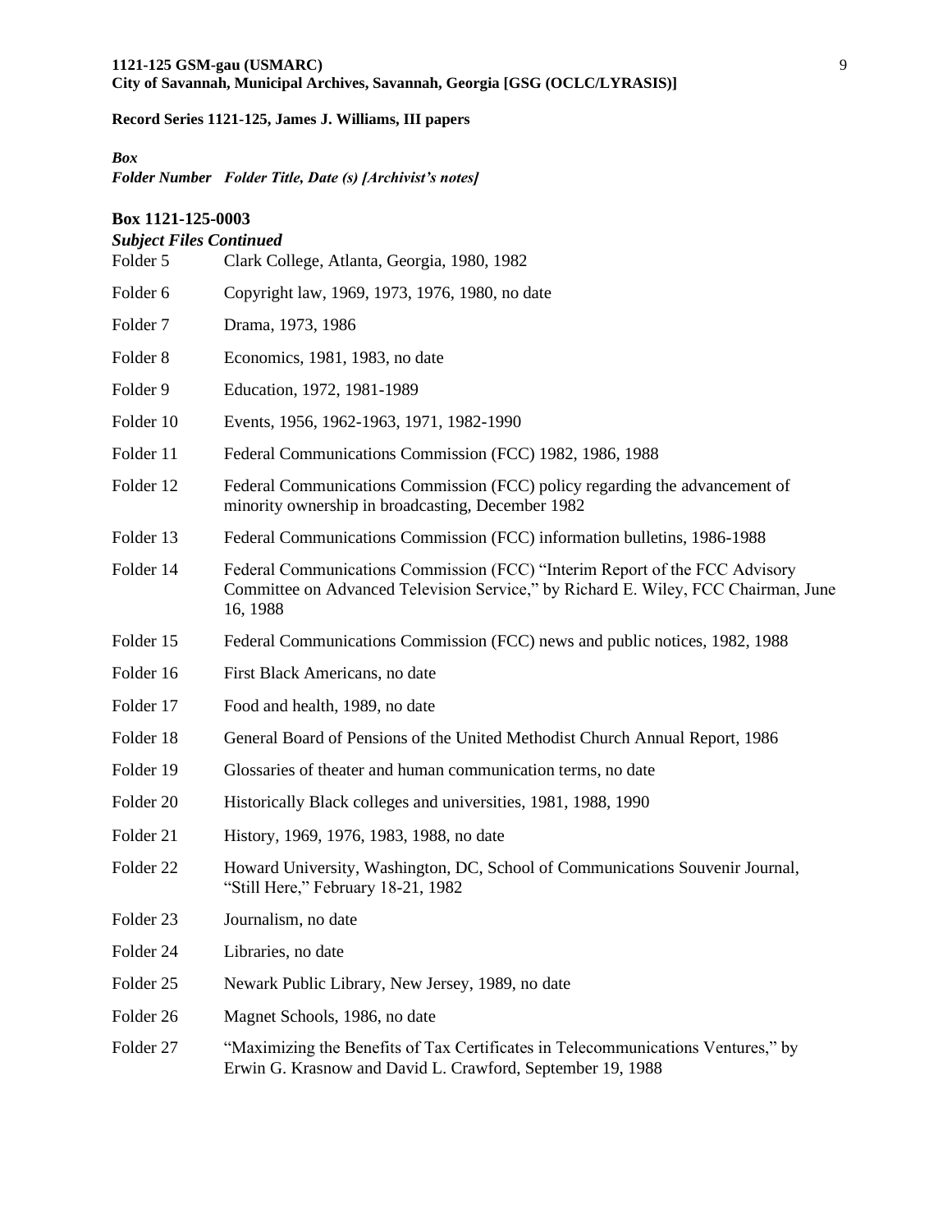**Record Series 1121-125, James J. Williams, III papers**

***Box***
***Folder Number Folder Title, Date (s) [Archivist's notes]***

**Box 1121-125-0003**

***Subject Files Continued***

| | |
|---|---|
| Folder 5 | Clark College, Atlanta, Georgia, 1980, 1982 |
| Folder 6 | Copyright law, 1969, 1973, 1976, 1980, no date |
| Folder 7 | Drama, 1973, 1986 |
| Folder 8 | Economics, 1981, 1983, no date |
| Folder 9 | Education, 1972, 1981-1989 |
| Folder 10 | Events, 1956, 1962-1963, 1971, 1982-1990 |
| Folder 11 | Federal Communications Commission (FCC) 1982, 1986, 1988 |
| Folder 12 | Federal Communications Commission (FCC) policy regarding the advancement of minority ownership in broadcasting, December 1982 |
| Folder 13 | Federal Communications Commission (FCC) information bulletins, 1986-1988 |
| Folder 14 | Federal Communications Commission (FCC) "Interim Report of the FCC Advisory Committee on Advanced Television Service," by Richard E. Wiley, FCC Chairman, June 16, 1988 |
| Folder 15 | Federal Communications Commission (FCC) news and public notices, 1982, 1988 |
| Folder 16 | First Black Americans, no date |
| Folder 17 | Food and health, 1989, no date |
| Folder 18 | General Board of Pensions of the United Methodist Church Annual Report, 1986 |
| Folder 19 | Glossaries of theater and human communication terms, no date |
| Folder 20 | Historically Black colleges and universities, 1981, 1988, 1990 |
| Folder 21 | History, 1969, 1976, 1983, 1988, no date |
| Folder 22 | Howard University, Washington, DC, School of Communications Souvenir Journal, "Still Here," February 18-21, 1982 |
| Folder 23 | Journalism, no date |
| Folder 24 | Libraries, no date |
| Folder 25 | Newark Public Library, New Jersey, 1989, no date |
| Folder 26 | Magnet Schools, 1986, no date |
| Folder 27 | "Maximizing the Benefits of Tax Certificates in Telecommunications Ventures," by Erwin G. Krasnow and David L. Crawford, September 19, 1988 |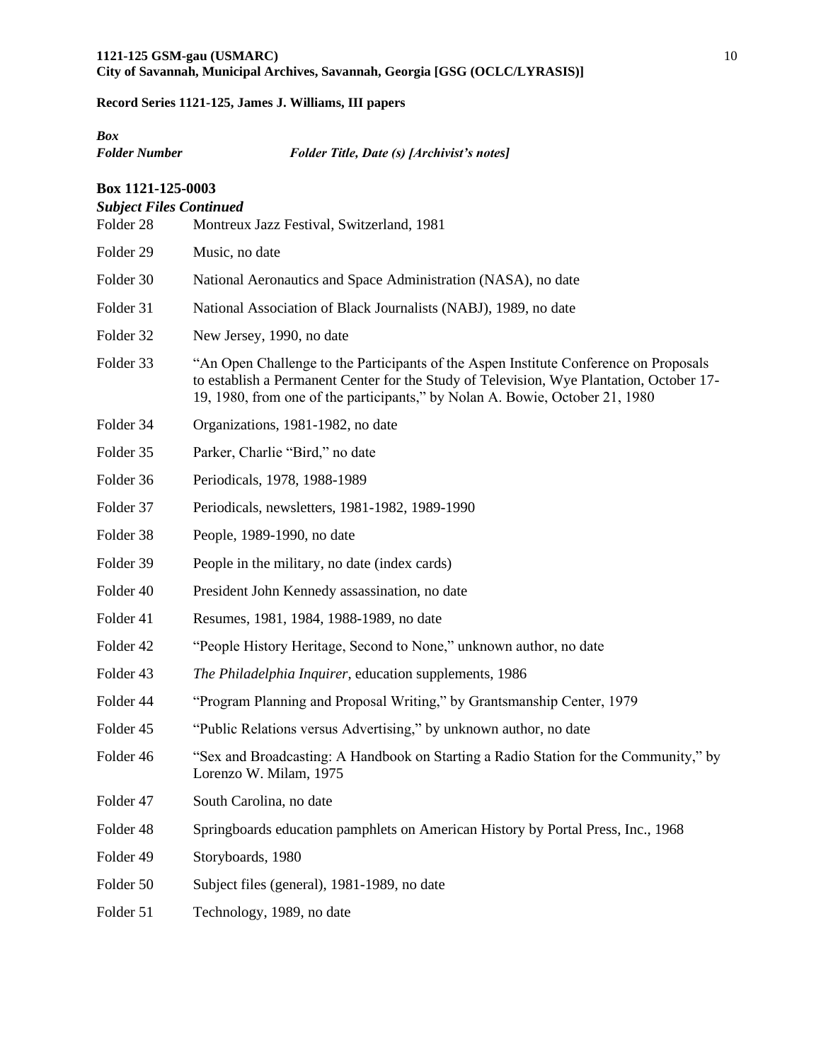**Record Series 1121-125, James J. Williams, III papers**

***Box***
***Folder Number*** ***Folder Title, Date (s) [Archivist's notes]***

**Box 1121-125-0003**
***Subject Files Continued***

| | |
|---|---|
| Folder 28 | Montreux Jazz Festival, Switzerland, 1981 |
| Folder 29 | Music, no date |
| Folder 30 | National Aeronautics and Space Administration (NASA), no date |
| Folder 31 | National Association of Black Journalists (NABJ), 1989, no date |
| Folder 32 | New Jersey, 1990, no date |
| Folder 33 | "An Open Challenge to the Participants of the Aspen Institute Conference on Proposals to establish a Permanent Center for the Study of Television, Wye Plantation, October 17-19, 1980, from one of the participants," by Nolan A. Bowie, October 21, 1980 |
| Folder 34 | Organizations, 1981-1982, no date |
| Folder 35 | Parker, Charlie "Bird," no date |
| Folder 36 | Periodicals, 1978, 1988-1989 |
| Folder 37 | Periodicals, newsletters, 1981-1982, 1989-1990 |
| Folder 38 | People, 1989-1990, no date |
| Folder 39 | People in the military, no date (index cards) |
| Folder 40 | President John Kennedy assassination, no date |
| Folder 41 | Resumes, 1981, 1984, 1988-1989, no date |
| Folder 42 | "People History Heritage, Second to None," unknown author, no date |
| Folder 43 | *The Philadelphia Inquirer*, education supplements, 1986 |
| Folder 44 | "Program Planning and Proposal Writing," by Grantsmanship Center, 1979 |
| Folder 45 | "Public Relations versus Advertising," by unknown author, no date |
| Folder 46 | "Sex and Broadcasting: A Handbook on Starting a Radio Station for the Community," by Lorenzo W. Milam, 1975 |
| Folder 47 | South Carolina, no date |
| Folder 48 | Springboards education pamphlets on American History by Portal Press, Inc., 1968 |
| Folder 49 | Storyboards, 1980 |
| Folder 50 | Subject files (general), 1981-1989, no date |
| Folder 51 | Technology, 1989, no date |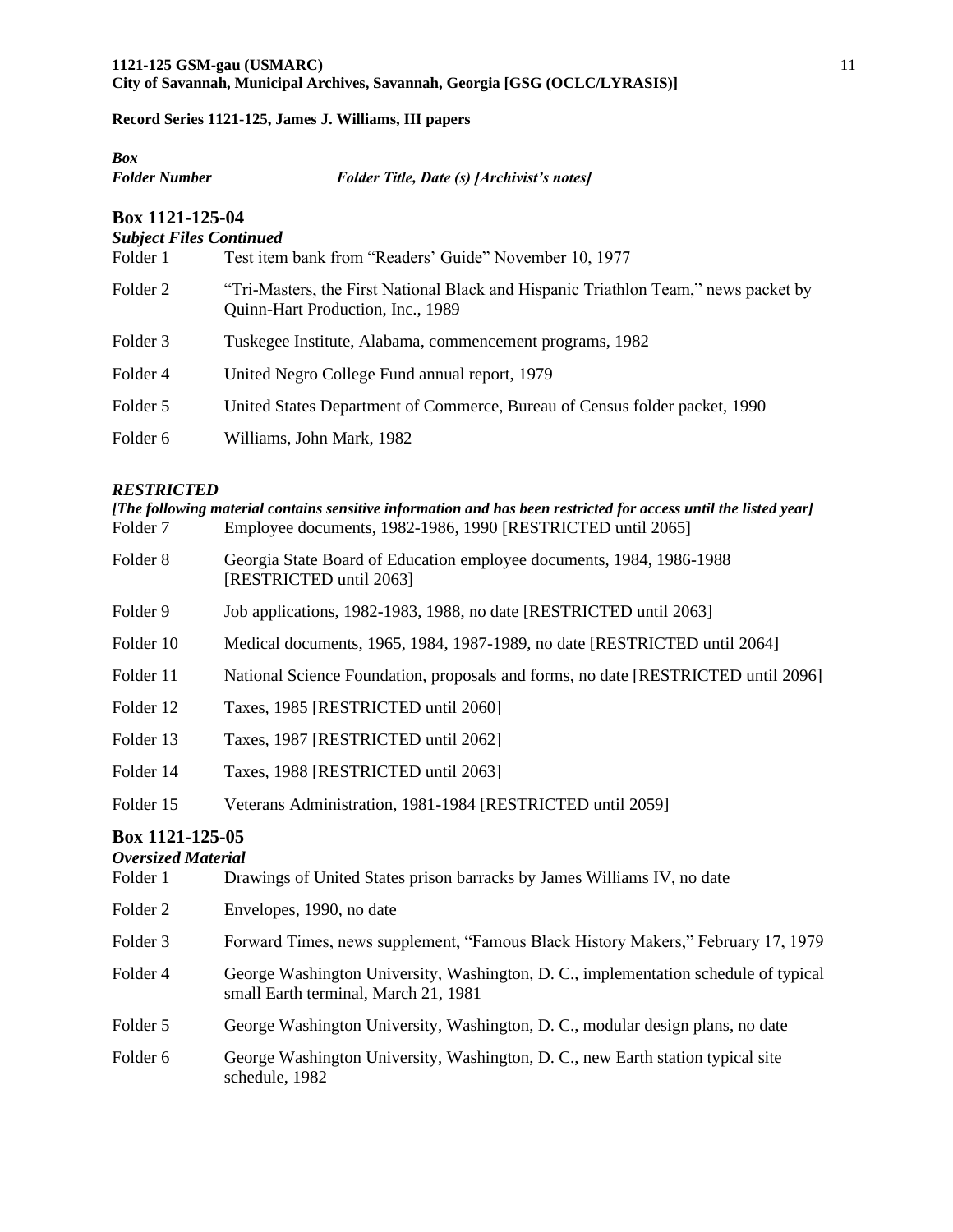**Record Series 1121-125, James J. Williams, III papers**

| *Box* *Folder Number* | *Folder Title, Date (s) [Archivist's notes]* |
|---|---|

## Box 1121-125-04

***Subject Files Continued***

| | |
|---|---|
| Folder 1 | Test item bank from "Readers' Guide" November 10, 1977 |
| Folder 2 | "Tri-Masters, the First National Black and Hispanic Triathlon Team," news packet by Quinn-Hart Production, Inc., 1989 |
| Folder 3 | Tuskegee Institute, Alabama, commencement programs, 1982 |
| Folder 4 | United Negro College Fund annual report, 1979 |
| Folder 5 | United States Department of Commerce, Bureau of Census folder packet, 1990 |
| Folder 6 | Williams, John Mark, 1982 |

***RESTRICTED***

***[The following material contains sensitive information and has been restricted for access until the listed year]***

| | |
|---|---|
| Folder 7 | Employee documents, 1982-1986, 1990 [RESTRICTED until 2065] |
| Folder 8 | Georgia State Board of Education employee documents, 1984, 1986-1988 [RESTRICTED until 2063] |
| Folder 9 | Job applications, 1982-1983, 1988, no date [RESTRICTED until 2063] |
| Folder 10 | Medical documents, 1965, 1984, 1987-1989, no date [RESTRICTED until 2064] |
| Folder 11 | National Science Foundation, proposals and forms, no date [RESTRICTED until 2096] |
| Folder 12 | Taxes, 1985 [RESTRICTED until 2060] |
| Folder 13 | Taxes, 1987 [RESTRICTED until 2062] |
| Folder 14 | Taxes, 1988 [RESTRICTED until 2063] |
| Folder 15 | Veterans Administration, 1981-1984 [RESTRICTED until 2059] |

## Box 1121-125-05

***Oversized Material***

| | |
|---|---|
| Folder 1 | Drawings of United States prison barracks by James Williams IV, no date |
| Folder 2 | Envelopes, 1990, no date |
| Folder 3 | Forward Times, news supplement, "Famous Black History Makers," February 17, 1979 |
| Folder 4 | George Washington University, Washington, D. C., implementation schedule of typical small Earth terminal, March 21, 1981 |
| Folder 5 | George Washington University, Washington, D. C., modular design plans, no date |
| Folder 6 | George Washington University, Washington, D. C., new Earth station typical site schedule, 1982 |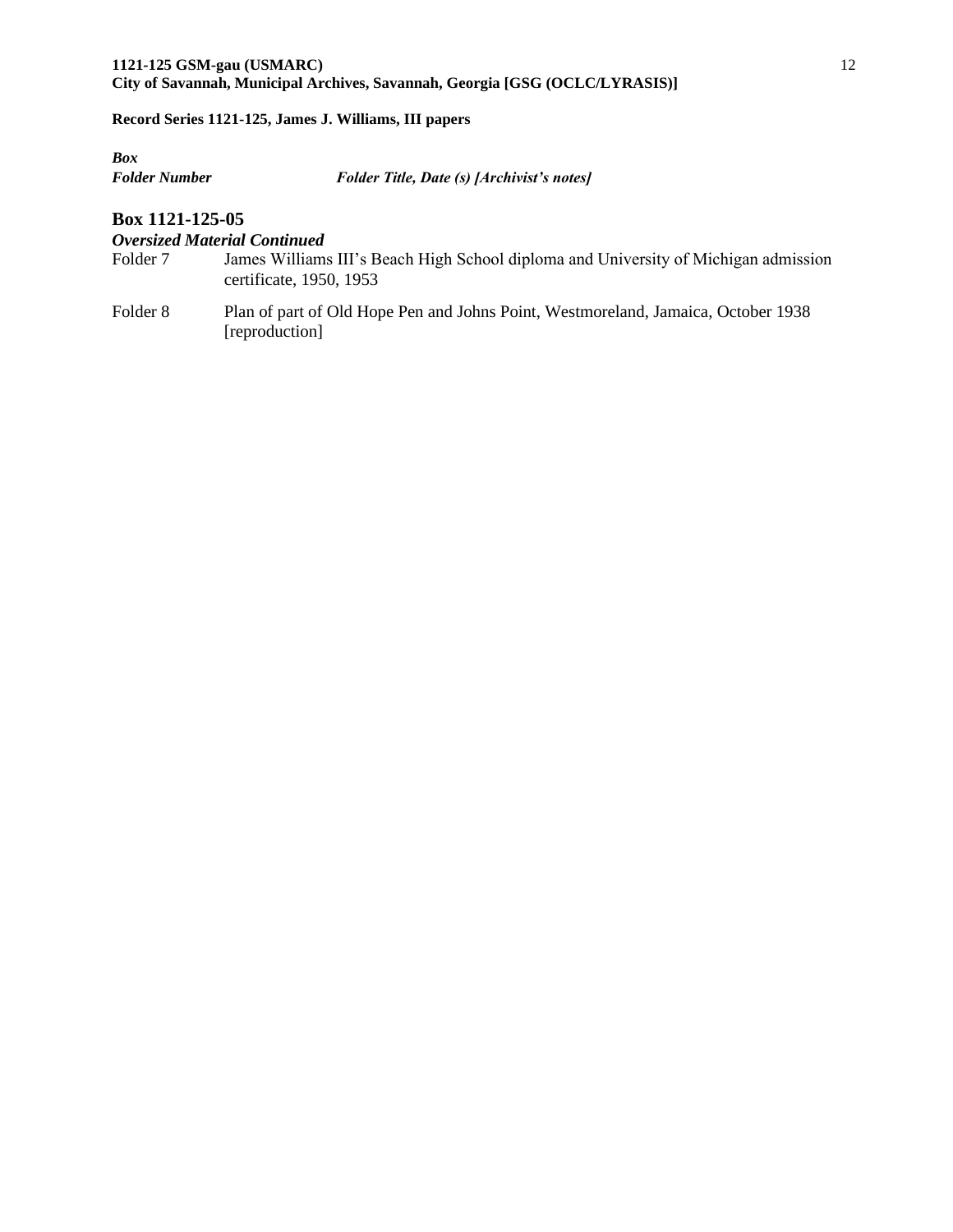**Record Series 1121-125, James J. Williams, III papers**

| *Box* *Folder Number* | *Folder Title, Date (s) [Archivist's notes]* |
|---|---|

## Box 1121-125-05

### *Oversized Material Continued*

| | |
|---|---|
| Folder 7 | James Williams III's Beach High School diploma and University of Michigan admission certificate, 1950, 1953 |
| Folder 8 | Plan of part of Old Hope Pen and Johns Point, Westmoreland, Jamaica, October 1938 [reproduction] |